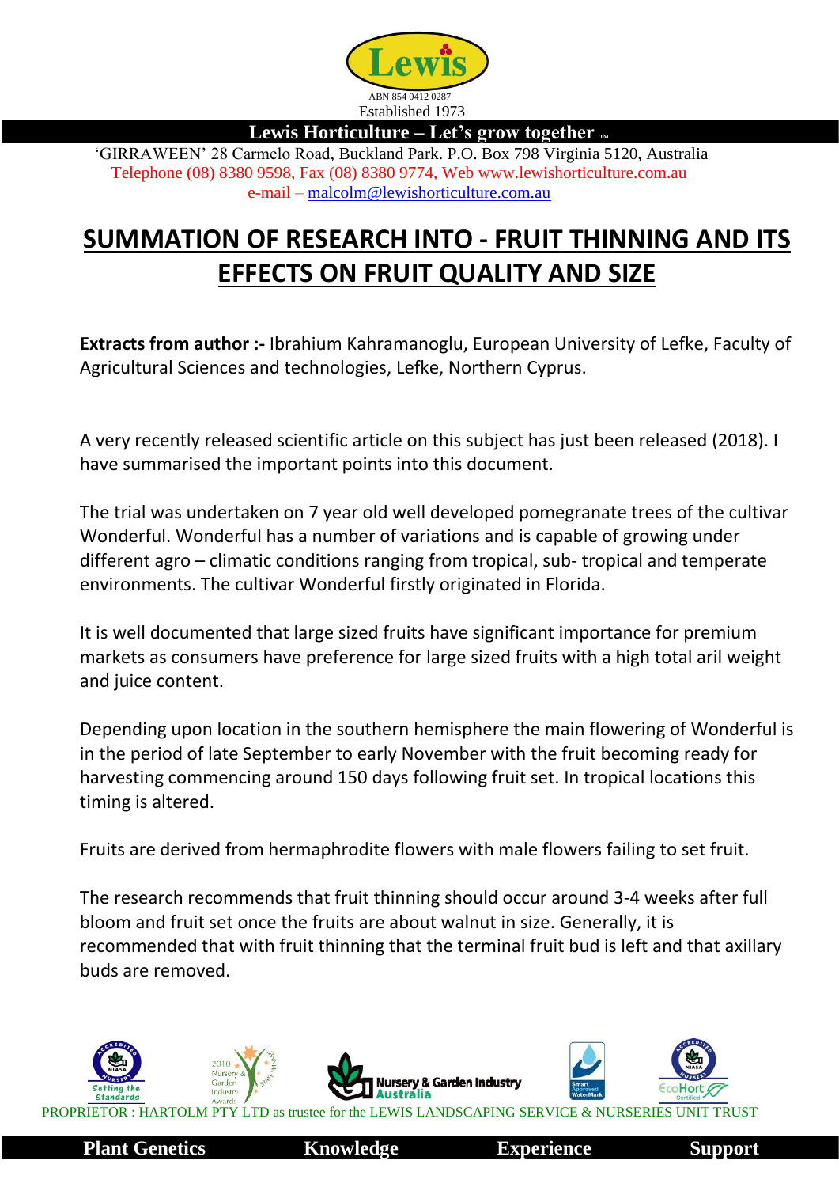Lewis

ABN 854 0412 0287

Established 1973

**Lewis Horticulture – Let's grow together ™**

'GIRRAWEEN' 28 Carmelo Road, Buckland Park. P.O. Box 798 Virginia 5120, Australia

Telephone (08) 8380 9598, Fax (08) 8380 9774, Web www.lewishorticulture.com.au

e-mail – malcolm@lewishorticulture.com.au

# SUMMATION OF RESEARCH INTO - FRUIT THINNING AND ITS EFFECTS ON FRUIT QUALITY AND SIZE

**Extracts from author :-** Ibrahium Kahramanoglu, European University of Lefke, Faculty of Agricultural Sciences and technologies, Lefke, Northern Cyprus.

A very recently released scientific article on this subject has just been released (2018). I have summarised the important points into this document.

The trial was undertaken on 7 year old well developed pomegranate trees of the cultivar Wonderful. Wonderful has a number of variations and is capable of growing under different agro – climatic conditions ranging from tropical, sub- tropical and temperate environments. The cultivar Wonderful firstly originated in Florida.

It is well documented that large sized fruits have significant importance for premium markets as consumers have preference for large sized fruits with a high total aril weight and juice content.

Depending upon location in the southern hemisphere the main flowering of Wonderful is in the period of late September to early November with the fruit becoming ready for harvesting commencing around 150 days following fruit set. In tropical locations this timing is altered.

Fruits are derived from hermaphrodite flowers with male flowers failing to set fruit.

The research recommends that fruit thinning should occur around 3-4 weeks after full bloom and fruit set once the fruits are about walnut in size. Generally, it is recommended that with fruit thinning that the terminal fruit bud is left and that axillary buds are removed.

PROPRIETOR : HARTOLM PTY LTD as trustee for the LEWIS LANDSCAPING SERVICE & NURSERIES UNIT TRUST

**Plant Genetics** **Knowledge** **Experience** **Support**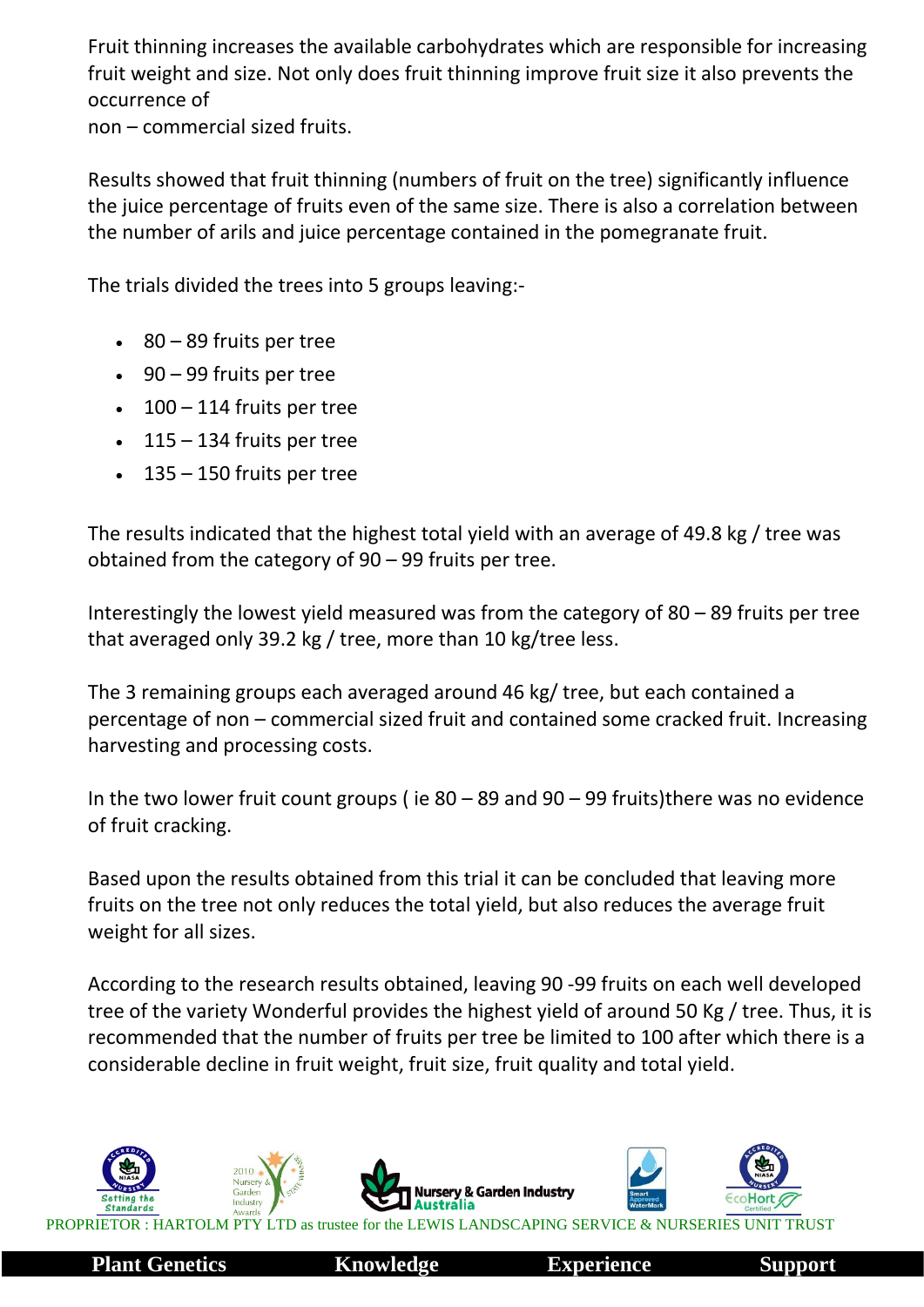Fruit thinning increases the available carbohydrates which are responsible for increasing fruit weight and size. Not only does fruit thinning improve fruit size it also prevents the occurrence of
non – commercial sized fruits.

Results showed that fruit thinning (numbers of fruit on the tree) significantly influence the juice percentage of fruits even of the same size. There is also a correlation between the number of arils and juice percentage contained in the pomegranate fruit.

The trials divided the trees into 5 groups leaving:-

- 80 – 89 fruits per tree
- 90 – 99 fruits per tree
- 100 – 114 fruits per tree
- 115 – 134 fruits per tree
- 135 – 150 fruits per tree

The results indicated that the highest total yield with an average of 49.8 kg / tree was obtained from the category of 90 – 99 fruits per tree.

Interestingly the lowest yield measured was from the category of 80 – 89 fruits per tree that averaged only 39.2 kg / tree, more than 10 kg/tree less.

The 3 remaining groups each averaged around 46 kg/ tree, but each contained a percentage of non – commercial sized fruit and contained some cracked fruit. Increasing harvesting and processing costs.

In the two lower fruit count groups ( ie 80 – 89 and 90 – 99 fruits)there was no evidence of fruit cracking.

Based upon the results obtained from this trial it can be concluded that leaving more fruits on the tree not only reduces the total yield, but also reduces the average fruit weight for all sizes.

According to the research results obtained, leaving 90 -99 fruits on each well developed tree of the variety Wonderful provides the highest yield of around 50 Kg / tree. Thus, it is recommended that the number of fruits per tree be limited to 100 after which there is a considerable decline in fruit weight, fruit size, fruit quality and total yield.

PROPRIETOR : HARTOLM PTY LTD as trustee for the LEWIS LANDSCAPING SERVICE & NURSERIES UNIT TRUST

**Plant Genetics** **Knowledge** **Experience** **Support**